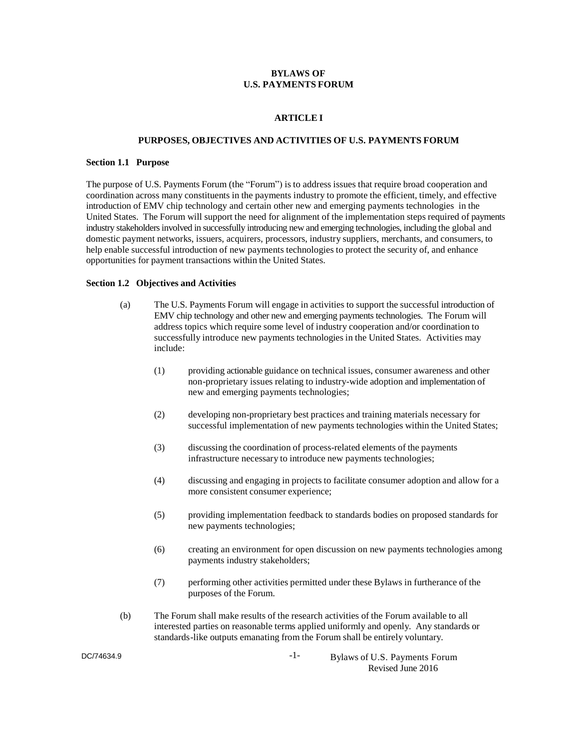# BYLAWS OF U.S. PAYMENTS FORUM

## ARTICLE I

## PURPOSES, OBJECTIVES AND ACTIVITIES OF U.S. PAYMENTS FORUM

### Section 1.1 Purpose

The purpose of U.S. Payments Forum (the "Forum") is to address issues that require broad cooperation and coordination across many constituents in the payments industry to promote the efficient, timely, and effective introduction of EMV chip technology and certain other new and emerging payments technologies in the United States. The Forum will support the need for alignment of the implementation steps required of payments industry stakeholders involved in successfully introducing new and emerging technologies, including the global and domestic payment networks, issuers, acquirers, processors, industry suppliers, merchants, and consumers, to help enable successful introduction of new payments technologies to protect the security of, and enhance opportunities for payment transactions within the United States.

### Section 1.2 Objectives and Activities

(a) The U.S. Payments Forum will engage in activities to support the successful introduction of EMV chip technology and other new and emerging payments technologies. The Forum will address topics which require some level of industry cooperation and/or coordination to successfully introduce new payments technologies in the United States. Activities may include:

- (1) providing actionable guidance on technical issues, consumer awareness and other non-proprietary issues relating to industry-wide adoption and implementation of new and emerging payments technologies;
- (2) developing non-proprietary best practices and training materials necessary for successful implementation of new payments technologies within the United States;
- (3) discussing the coordination of process-related elements of the payments infrastructure necessary to introduce new payments technologies;
- (4) discussing and engaging in projects to facilitate consumer adoption and allow for a more consistent consumer experience;
- (5) providing implementation feedback to standards bodies on proposed standards for new payments technologies;
- (6) creating an environment for open discussion on new payments technologies among payments industry stakeholders;
- (7) performing other activities permitted under these Bylaws in furtherance of the purposes of the Forum.

(b) The Forum shall make results of the research activities of the Forum available to all interested parties on reasonable terms applied uniformly and openly. Any standards or standards-like outputs emanating from the Forum shall be entirely voluntary.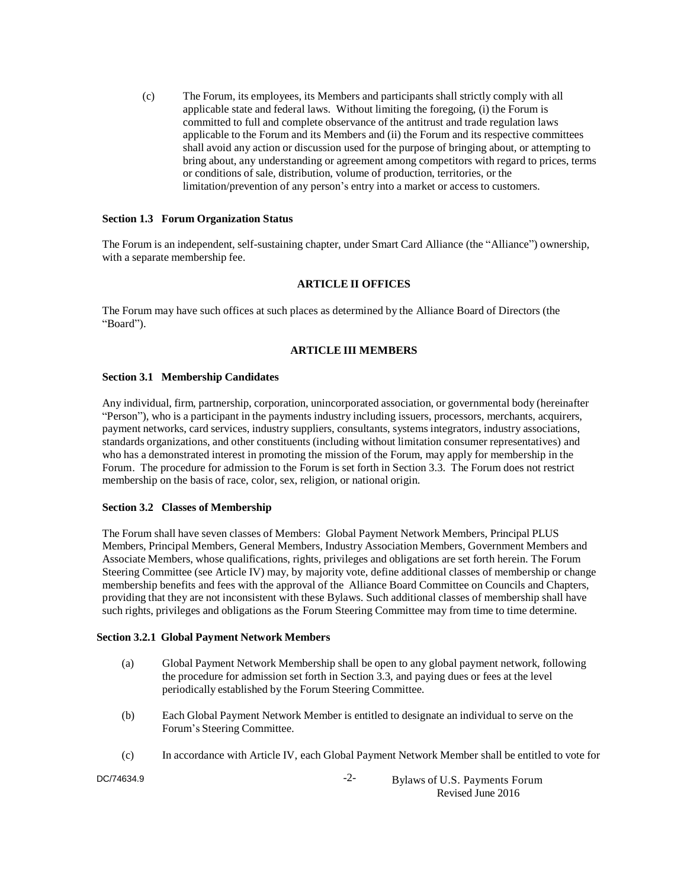(c) The Forum, its employees, its Members and participants shall strictly comply with all applicable state and federal laws. Without limiting the foregoing, (i) the Forum is committed to full and complete observance of the antitrust and trade regulation laws applicable to the Forum and its Members and (ii) the Forum and its respective committees shall avoid any action or discussion used for the purpose of bringing about, or attempting to bring about, any understanding or agreement among competitors with regard to prices, terms or conditions of sale, distribution, volume of production, territories, or the limitation/prevention of any person's entry into a market or access to customers.

### Section 1.3 Forum Organization Status

The Forum is an independent, self-sustaining chapter, under Smart Card Alliance (the "Alliance") ownership, with a separate membership fee.

## ARTICLE II OFFICES

The Forum may have such offices at such places as determined by the Alliance Board of Directors (the "Board").

## ARTICLE III MEMBERS

### Section 3.1 Membership Candidates

Any individual, firm, partnership, corporation, unincorporated association, or governmental body (hereinafter "Person"), who is a participant in the payments industry including issuers, processors, merchants, acquirers, payment networks, card services, industry suppliers, consultants, systems integrators, industry associations, standards organizations, and other constituents (including without limitation consumer representatives) and who has a demonstrated interest in promoting the mission of the Forum, may apply for membership in the Forum. The procedure for admission to the Forum is set forth in Section 3.3. The Forum does not restrict membership on the basis of race, color, sex, religion, or national origin.

### Section 3.2 Classes of Membership

The Forum shall have seven classes of Members: Global Payment Network Members, Principal PLUS Members, Principal Members, General Members, Industry Association Members, Government Members and Associate Members, whose qualifications, rights, privileges and obligations are set forth herein. The Forum Steering Committee (see Article IV) may, by majority vote, define additional classes of membership or change membership benefits and fees with the approval of the Alliance Board Committee on Councils and Chapters, providing that they are not inconsistent with these Bylaws. Such additional classes of membership shall have such rights, privileges and obligations as the Forum Steering Committee may from time to time determine.

#### Section 3.2.1 Global Payment Network Members

(a) Global Payment Network Membership shall be open to any global payment network, following the procedure for admission set forth in Section 3.3, and paying dues or fees at the level periodically established by the Forum Steering Committee.

(b) Each Global Payment Network Member is entitled to designate an individual to serve on the Forum's Steering Committee.

(c) In accordance with Article IV, each Global Payment Network Member shall be entitled to vote for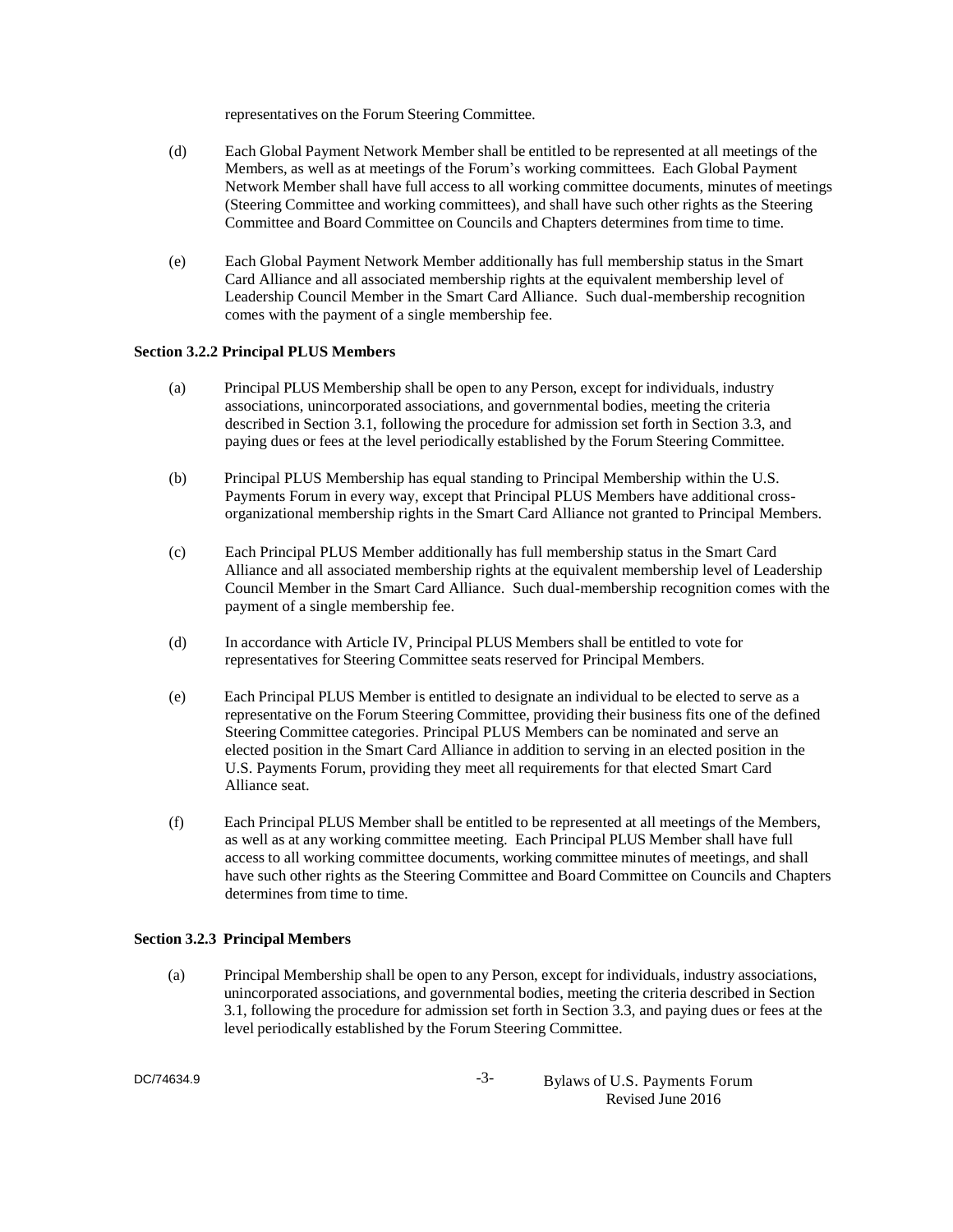representatives on the Forum Steering Committee.

(d) Each Global Payment Network Member shall be entitled to be represented at all meetings of the Members, as well as at meetings of the Forum's working committees. Each Global Payment Network Member shall have full access to all working committee documents, minutes of meetings (Steering Committee and working committees), and shall have such other rights as the Steering Committee and Board Committee on Councils and Chapters determines from time to time.

(e) Each Global Payment Network Member additionally has full membership status in the Smart Card Alliance and all associated membership rights at the equivalent membership level of Leadership Council Member in the Smart Card Alliance. Such dual-membership recognition comes with the payment of a single membership fee.

**Section 3.2.2 Principal PLUS Members**

(a) Principal PLUS Membership shall be open to any Person, except for individuals, industry associations, unincorporated associations, and governmental bodies, meeting the criteria described in Section 3.1, following the procedure for admission set forth in Section 3.3, and paying dues or fees at the level periodically established by the Forum Steering Committee.

(b) Principal PLUS Membership has equal standing to Principal Membership within the U.S. Payments Forum in every way, except that Principal PLUS Members have additional cross-organizational membership rights in the Smart Card Alliance not granted to Principal Members.

(c) Each Principal PLUS Member additionally has full membership status in the Smart Card Alliance and all associated membership rights at the equivalent membership level of Leadership Council Member in the Smart Card Alliance. Such dual-membership recognition comes with the payment of a single membership fee.

(d) In accordance with Article IV, Principal PLUS Members shall be entitled to vote for representatives for Steering Committee seats reserved for Principal Members.

(e) Each Principal PLUS Member is entitled to designate an individual to be elected to serve as a representative on the Forum Steering Committee, providing their business fits one of the defined Steering Committee categories. Principal PLUS Members can be nominated and serve an elected position in the Smart Card Alliance in addition to serving in an elected position in the U.S. Payments Forum, providing they meet all requirements for that elected Smart Card Alliance seat.

(f) Each Principal PLUS Member shall be entitled to be represented at all meetings of the Members, as well as at any working committee meeting. Each Principal PLUS Member shall have full access to all working committee documents, working committee minutes of meetings, and shall have such other rights as the Steering Committee and Board Committee on Councils and Chapters determines from time to time.

**Section 3.2.3 Principal Members**

(a) Principal Membership shall be open to any Person, except for individuals, industry associations, unincorporated associations, and governmental bodies, meeting the criteria described in Section 3.1, following the procedure for admission set forth in Section 3.3, and paying dues or fees at the level periodically established by the Forum Steering Committee.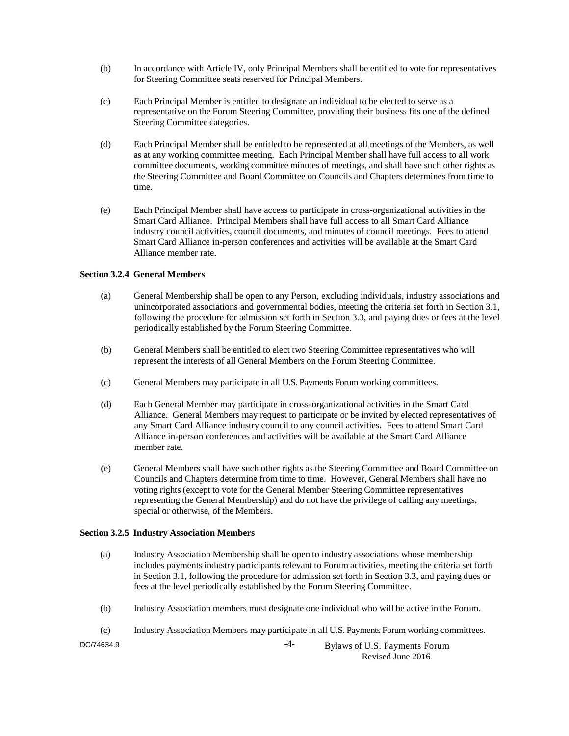(b) In accordance with Article IV, only Principal Members shall be entitled to vote for representatives for Steering Committee seats reserved for Principal Members.

(c) Each Principal Member is entitled to designate an individual to be elected to serve as a representative on the Forum Steering Committee, providing their business fits one of the defined Steering Committee categories.

(d) Each Principal Member shall be entitled to be represented at all meetings of the Members, as well as at any working committee meeting. Each Principal Member shall have full access to all work committee documents, working committee minutes of meetings, and shall have such other rights as the Steering Committee and Board Committee on Councils and Chapters determines from time to time.

(e) Each Principal Member shall have access to participate in cross-organizational activities in the Smart Card Alliance. Principal Members shall have full access to all Smart Card Alliance industry council activities, council documents, and minutes of council meetings. Fees to attend Smart Card Alliance in-person conferences and activities will be available at the Smart Card Alliance member rate.

**Section 3.2.4 General Members**

(a) General Membership shall be open to any Person, excluding individuals, industry associations and unincorporated associations and governmental bodies, meeting the criteria set forth in Section 3.1, following the procedure for admission set forth in Section 3.3, and paying dues or fees at the level periodically established by the Forum Steering Committee.

(b) General Members shall be entitled to elect two Steering Committee representatives who will represent the interests of all General Members on the Forum Steering Committee.

(c) General Members may participate in all U.S. Payments Forum working committees.

(d) Each General Member may participate in cross-organizational activities in the Smart Card Alliance. General Members may request to participate or be invited by elected representatives of any Smart Card Alliance industry council to any council activities. Fees to attend Smart Card Alliance in-person conferences and activities will be available at the Smart Card Alliance member rate.

(e) General Members shall have such other rights as the Steering Committee and Board Committee on Councils and Chapters determine from time to time. However, General Members shall have no voting rights (except to vote for the General Member Steering Committee representatives representing the General Membership) and do not have the privilege of calling any meetings, special or otherwise, of the Members.

**Section 3.2.5 Industry Association Members**

(a) Industry Association Membership shall be open to industry associations whose membership includes payments industry participants relevant to Forum activities, meeting the criteria set forth in Section 3.1, following the procedure for admission set forth in Section 3.3, and paying dues or fees at the level periodically established by the Forum Steering Committee.

(b) Industry Association members must designate one individual who will be active in the Forum.

(c) Industry Association Members may participate in all U.S. Payments Forum working committees.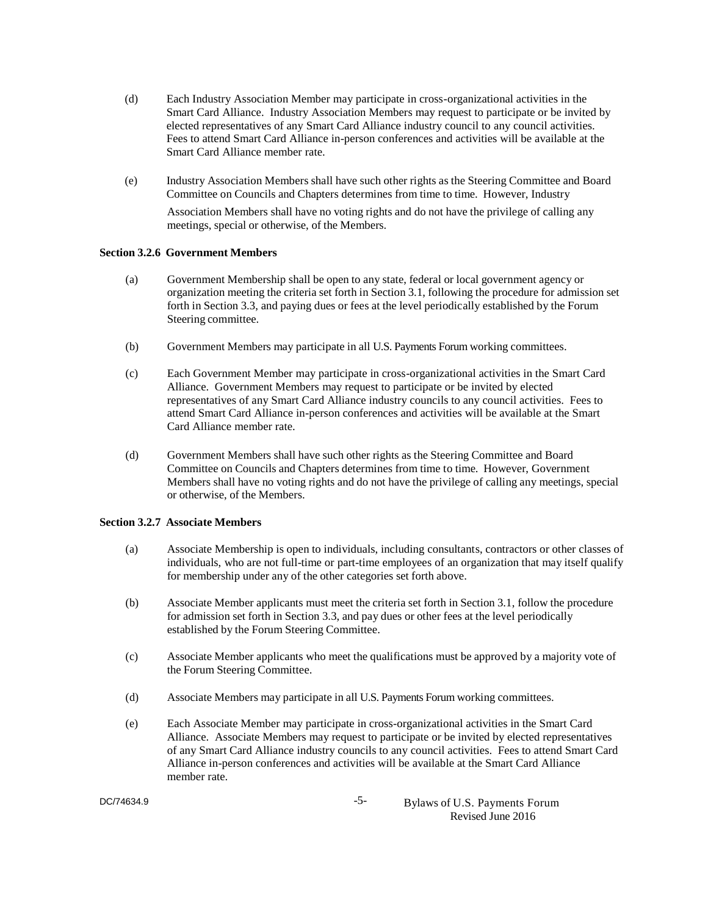(d) Each Industry Association Member may participate in cross-organizational activities in the Smart Card Alliance. Industry Association Members may request to participate or be invited by elected representatives of any Smart Card Alliance industry council to any council activities. Fees to attend Smart Card Alliance in-person conferences and activities will be available at the Smart Card Alliance member rate.

(e) Industry Association Members shall have such other rights as the Steering Committee and Board Committee on Councils and Chapters determines from time to time. However, Industry Association Members shall have no voting rights and do not have the privilege of calling any meetings, special or otherwise, of the Members.

**Section 3.2.6 Government Members**

(a) Government Membership shall be open to any state, federal or local government agency or organization meeting the criteria set forth in Section 3.1, following the procedure for admission set forth in Section 3.3, and paying dues or fees at the level periodically established by the Forum Steering committee.

(b) Government Members may participate in all U.S. Payments Forum working committees.

(c) Each Government Member may participate in cross-organizational activities in the Smart Card Alliance. Government Members may request to participate or be invited by elected representatives of any Smart Card Alliance industry councils to any council activities. Fees to attend Smart Card Alliance in-person conferences and activities will be available at the Smart Card Alliance member rate.

(d) Government Members shall have such other rights as the Steering Committee and Board Committee on Councils and Chapters determines from time to time. However, Government Members shall have no voting rights and do not have the privilege of calling any meetings, special or otherwise, of the Members.

**Section 3.2.7 Associate Members**

(a) Associate Membership is open to individuals, including consultants, contractors or other classes of individuals, who are not full-time or part-time employees of an organization that may itself qualify for membership under any of the other categories set forth above.

(b) Associate Member applicants must meet the criteria set forth in Section 3.1, follow the procedure for admission set forth in Section 3.3, and pay dues or other fees at the level periodically established by the Forum Steering Committee.

(c) Associate Member applicants who meet the qualifications must be approved by a majority vote of the Forum Steering Committee.

(d) Associate Members may participate in all U.S. Payments Forum working committees.

(e) Each Associate Member may participate in cross-organizational activities in the Smart Card Alliance. Associate Members may request to participate or be invited by elected representatives of any Smart Card Alliance industry councils to any council activities. Fees to attend Smart Card Alliance in-person conferences and activities will be available at the Smart Card Alliance member rate.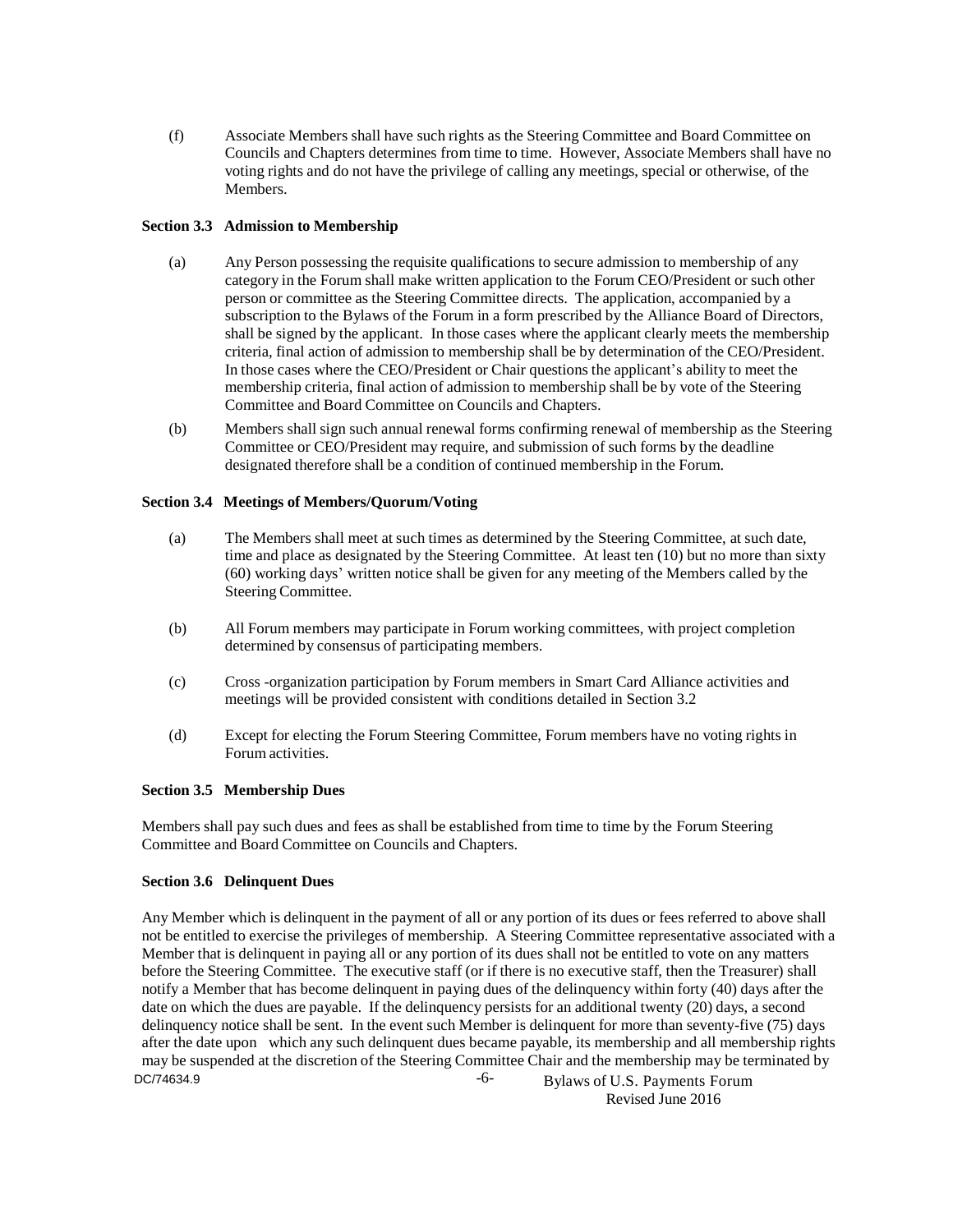(f) Associate Members shall have such rights as the Steering Committee and Board Committee on Councils and Chapters determines from time to time. However, Associate Members shall have no voting rights and do not have the privilege of calling any meetings, special or otherwise, of the Members.

**Section 3.3 Admission to Membership**

(a) Any Person possessing the requisite qualifications to secure admission to membership of any category in the Forum shall make written application to the Forum CEO/President or such other person or committee as the Steering Committee directs. The application, accompanied by a subscription to the Bylaws of the Forum in a form prescribed by the Alliance Board of Directors, shall be signed by the applicant. In those cases where the applicant clearly meets the membership criteria, final action of admission to membership shall be by determination of the CEO/President. In those cases where the CEO/President or Chair questions the applicant's ability to meet the membership criteria, final action of admission to membership shall be by vote of the Steering Committee and Board Committee on Councils and Chapters.

(b) Members shall sign such annual renewal forms confirming renewal of membership as the Steering Committee or CEO/President may require, and submission of such forms by the deadline designated therefore shall be a condition of continued membership in the Forum.

**Section 3.4 Meetings of Members/Quorum/Voting**

(a) The Members shall meet at such times as determined by the Steering Committee, at such date, time and place as designated by the Steering Committee. At least ten (10) but no more than sixty (60) working days' written notice shall be given for any meeting of the Members called by the Steering Committee.

(b) All Forum members may participate in Forum working committees, with project completion determined by consensus of participating members.

(c) Cross -organization participation by Forum members in Smart Card Alliance activities and meetings will be provided consistent with conditions detailed in Section 3.2

(d) Except for electing the Forum Steering Committee, Forum members have no voting rights in Forum activities.

**Section 3.5 Membership Dues**

Members shall pay such dues and fees as shall be established from time to time by the Forum Steering Committee and Board Committee on Councils and Chapters.

**Section 3.6 Delinquent Dues**

Any Member which is delinquent in the payment of all or any portion of its dues or fees referred to above shall not be entitled to exercise the privileges of membership. A Steering Committee representative associated with a Member that is delinquent in paying all or any portion of its dues shall not be entitled to vote on any matters before the Steering Committee. The executive staff (or if there is no executive staff, then the Treasurer) shall notify a Member that has become delinquent in paying dues of the delinquency within forty (40) days after the date on which the dues are payable. If the delinquency persists for an additional twenty (20) days, a second delinquency notice shall be sent. In the event such Member is delinquent for more than seventy-five (75) days after the date upon which any such delinquent dues became payable, its membership and all membership rights may be suspended at the discretion of the Steering Committee Chair and the membership may be terminated by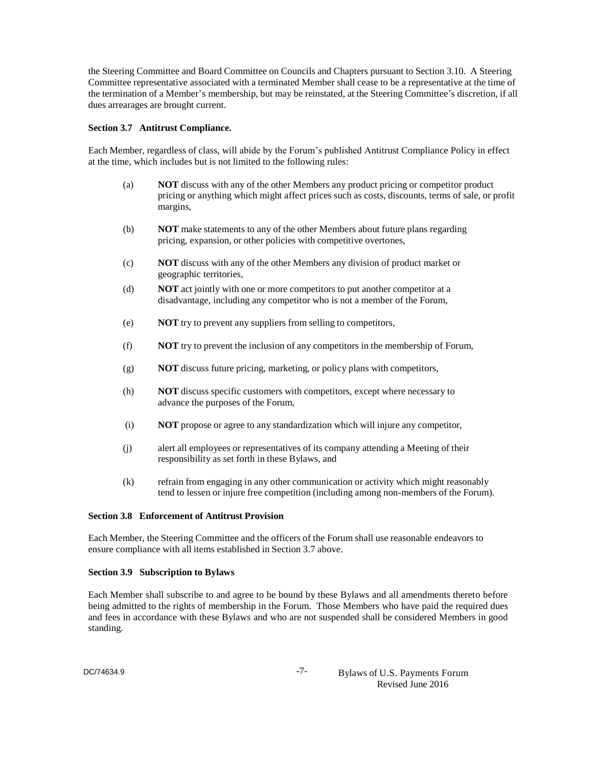the Steering Committee and Board Committee on Councils and Chapters pursuant to Section 3.10. A Steering Committee representative associated with a terminated Member shall cease to be a representative at the time of the termination of a Member's membership, but may be reinstated, at the Steering Committee's discretion, if all dues arrearages are brought current.

### Section 3.7 Antitrust Compliance.

Each Member, regardless of class, will abide by the Forum's published Antitrust Compliance Policy in effect at the time, which includes but is not limited to the following rules:

(a) **NOT** discuss with any of the other Members any product pricing or competitor product pricing or anything which might affect prices such as costs, discounts, terms of sale, or profit margins,

(b) **NOT** make statements to any of the other Members about future plans regarding pricing, expansion, or other policies with competitive overtones,

(c) **NOT** discuss with any of the other Members any division of product market or geographic territories,

(d) **NOT** act jointly with one or more competitors to put another competitor at a disadvantage, including any competitor who is not a member of the Forum,

(e) **NOT** try to prevent any suppliers from selling to competitors,

(f) **NOT** try to prevent the inclusion of any competitors in the membership of Forum,

(g) **NOT** discuss future pricing, marketing, or policy plans with competitors,

(h) **NOT** discuss specific customers with competitors, except where necessary to advance the purposes of the Forum,

(i) **NOT** propose or agree to any standardization which will injure any competitor,

(j) alert all employees or representatives of its company attending a Meeting of their responsibility as set forth in these Bylaws, and

(k) refrain from engaging in any other communication or activity which might reasonably tend to lessen or injure free competition (including among non-members of the Forum).

### Section 3.8 Enforcement of Antitrust Provision

Each Member, the Steering Committee and the officers of the Forum shall use reasonable endeavors to ensure compliance with all items established in Section 3.7 above.

### Section 3.9 Subscription to Bylaws

Each Member shall subscribe to and agree to be bound by these Bylaws and all amendments thereto before being admitted to the rights of membership in the Forum. Those Members who have paid the required dues and fees in accordance with these Bylaws and who are not suspended shall be considered Members in good standing.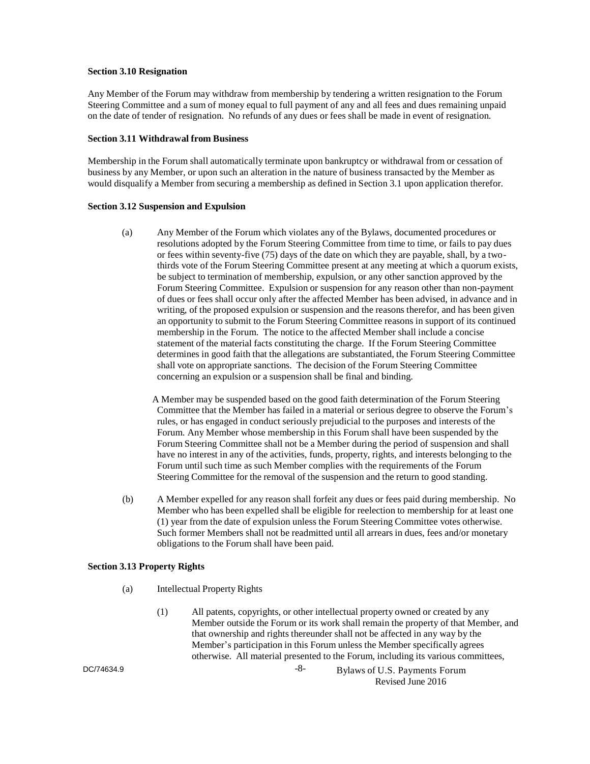### Section 3.10 Resignation

Any Member of the Forum may withdraw from membership by tendering a written resignation to the Forum Steering Committee and a sum of money equal to full payment of any and all fees and dues remaining unpaid on the date of tender of resignation. No refunds of any dues or fees shall be made in event of resignation.

### Section 3.11 Withdrawal from Business

Membership in the Forum shall automatically terminate upon bankruptcy or withdrawal from or cessation of business by any Member, or upon such an alteration in the nature of business transacted by the Member as would disqualify a Member from securing a membership as defined in Section 3.1 upon application therefor.

### Section 3.12 Suspension and Expulsion

(a) Any Member of the Forum which violates any of the Bylaws, documented procedures or resolutions adopted by the Forum Steering Committee from time to time, or fails to pay dues or fees within seventy-five (75) days of the date on which they are payable, shall, by a two-thirds vote of the Forum Steering Committee present at any meeting at which a quorum exists, be subject to termination of membership, expulsion, or any other sanction approved by the Forum Steering Committee. Expulsion or suspension for any reason other than non-payment of dues or fees shall occur only after the affected Member has been advised, in advance and in writing, of the proposed expulsion or suspension and the reasons therefor, and has been given an opportunity to submit to the Forum Steering Committee reasons in support of its continued membership in the Forum. The notice to the affected Member shall include a concise statement of the material facts constituting the charge. If the Forum Steering Committee determines in good faith that the allegations are substantiated, the Forum Steering Committee shall vote on appropriate sanctions. The decision of the Forum Steering Committee concerning an expulsion or a suspension shall be final and binding.

A Member may be suspended based on the good faith determination of the Forum Steering Committee that the Member has failed in a material or serious degree to observe the Forum's rules, or has engaged in conduct seriously prejudicial to the purposes and interests of the Forum. Any Member whose membership in this Forum shall have been suspended by the Forum Steering Committee shall not be a Member during the period of suspension and shall have no interest in any of the activities, funds, property, rights, and interests belonging to the Forum until such time as such Member complies with the requirements of the Forum Steering Committee for the removal of the suspension and the return to good standing.

(b) A Member expelled for any reason shall forfeit any dues or fees paid during membership. No Member who has been expelled shall be eligible for reelection to membership for at least one (1) year from the date of expulsion unless the Forum Steering Committee votes otherwise. Such former Members shall not be readmitted until all arrears in dues, fees and/or monetary obligations to the Forum shall have been paid.

### Section 3.13 Property Rights

(a) Intellectual Property Rights

(1) All patents, copyrights, or other intellectual property owned or created by any Member outside the Forum or its work shall remain the property of that Member, and that ownership and rights thereunder shall not be affected in any way by the Member's participation in this Forum unless the Member specifically agrees otherwise. All material presented to the Forum, including its various committees,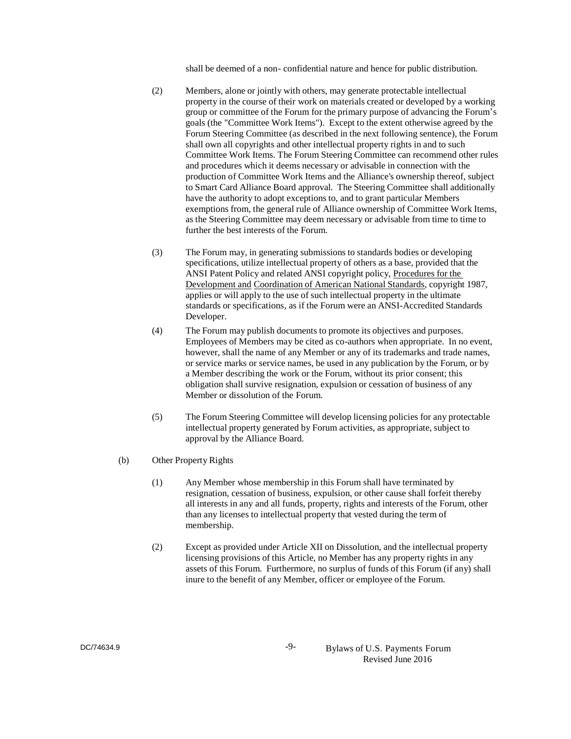shall be deemed of a non- confidential nature and hence for public distribution.

(2) Members, alone or jointly with others, may generate protectable intellectual property in the course of their work on materials created or developed by a working group or committee of the Forum for the primary purpose of advancing the Forum's goals (the "Committee Work Items"). Except to the extent otherwise agreed by the Forum Steering Committee (as described in the next following sentence), the Forum shall own all copyrights and other intellectual property rights in and to such Committee Work Items. The Forum Steering Committee can recommend other rules and procedures which it deems necessary or advisable in connection with the production of Committee Work Items and the Alliance's ownership thereof, subject to Smart Card Alliance Board approval. The Steering Committee shall additionally have the authority to adopt exceptions to, and to grant particular Members exemptions from, the general rule of Alliance ownership of Committee Work Items, as the Steering Committee may deem necessary or advisable from time to time to further the best interests of the Forum.

(3) The Forum may, in generating submissions to standards bodies or developing specifications, utilize intellectual property of others as a base, provided that the ANSI Patent Policy and related ANSI copyright policy, Procedures for the Development and Coordination of American National Standards, copyright 1987, applies or will apply to the use of such intellectual property in the ultimate standards or specifications, as if the Forum were an ANSI-Accredited Standards Developer.

(4) The Forum may publish documents to promote its objectives and purposes. Employees of Members may be cited as co-authors when appropriate. In no event, however, shall the name of any Member or any of its trademarks and trade names, or service marks or service names, be used in any publication by the Forum, or by a Member describing the work or the Forum, without its prior consent; this obligation shall survive resignation, expulsion or cessation of business of any Member or dissolution of the Forum.

(5) The Forum Steering Committee will develop licensing policies for any protectable intellectual property generated by Forum activities, as appropriate, subject to approval by the Alliance Board.

(b) Other Property Rights

(1) Any Member whose membership in this Forum shall have terminated by resignation, cessation of business, expulsion, or other cause shall forfeit thereby all interests in any and all funds, property, rights and interests of the Forum, other than any licenses to intellectual property that vested during the term of membership.

(2) Except as provided under Article XII on Dissolution, and the intellectual property licensing provisions of this Article, no Member has any property rights in any assets of this Forum. Furthermore, no surplus of funds of this Forum (if any) shall inure to the benefit of any Member, officer or employee of the Forum.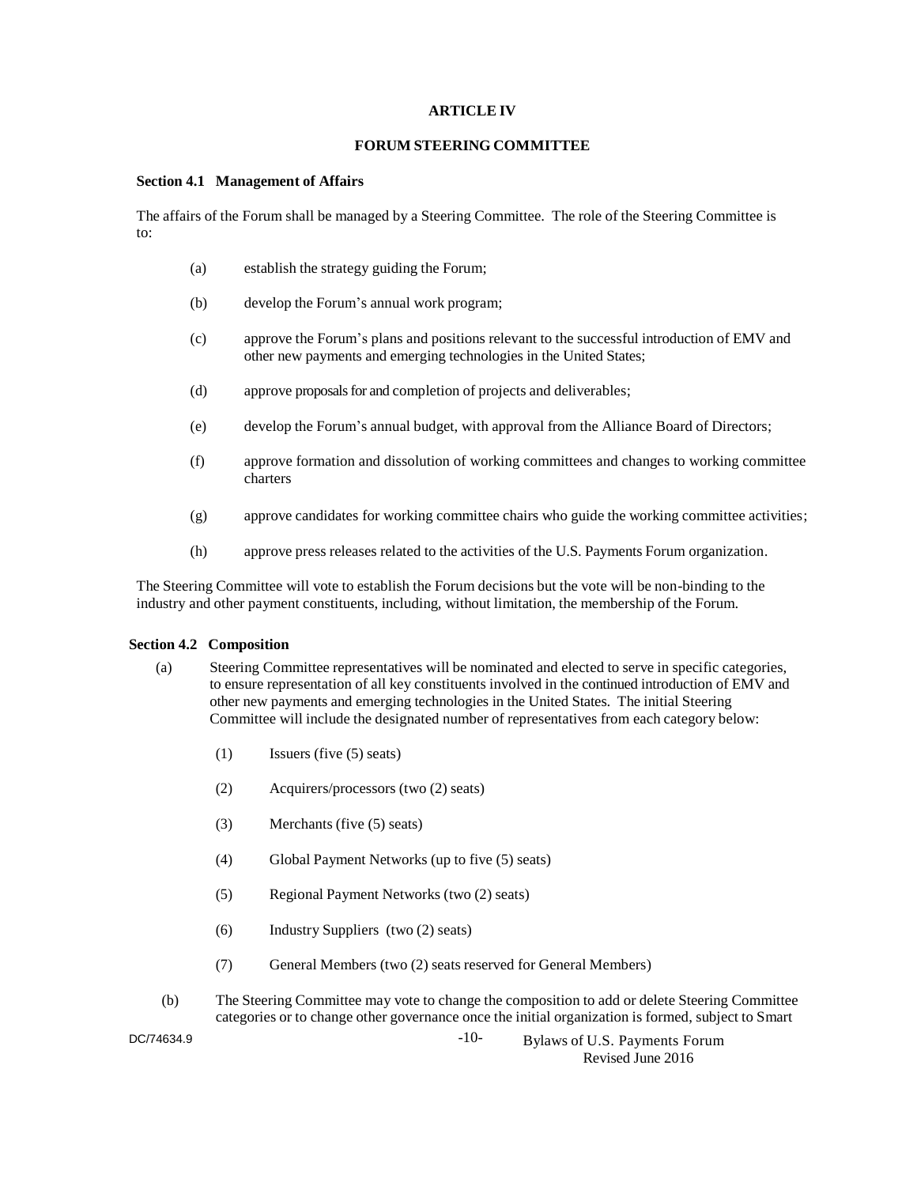## ARTICLE IV

## FORUM STEERING COMMITTEE

**Section 4.1 Management of Affairs**

The affairs of the Forum shall be managed by a Steering Committee. The role of the Steering Committee is to:

(a) establish the strategy guiding the Forum;

(b) develop the Forum's annual work program;

(c) approve the Forum's plans and positions relevant to the successful introduction of EMV and other new payments and emerging technologies in the United States;

(d) approve proposals for and completion of projects and deliverables;

(e) develop the Forum's annual budget, with approval from the Alliance Board of Directors;

(f) approve formation and dissolution of working committees and changes to working committee charters

(g) approve candidates for working committee chairs who guide the working committee activities;

(h) approve press releases related to the activities of the U.S. Payments Forum organization.

The Steering Committee will vote to establish the Forum decisions but the vote will be non-binding to the industry and other payment constituents, including, without limitation, the membership of the Forum.

**Section 4.2 Composition**

(a) Steering Committee representatives will be nominated and elected to serve in specific categories, to ensure representation of all key constituents involved in the continued introduction of EMV and other new payments and emerging technologies in the United States. The initial Steering Committee will include the designated number of representatives from each category below:

(1) Issuers (five (5) seats)

(2) Acquirers/processors (two (2) seats)

(3) Merchants (five (5) seats)

(4) Global Payment Networks (up to five (5) seats)

(5) Regional Payment Networks (two (2) seats)

(6) Industry Suppliers (two (2) seats)

(7) General Members (two (2) seats reserved for General Members)

(b) The Steering Committee may vote to change the composition to add or delete Steering Committee categories or to change other governance once the initial organization is formed, subject to Smart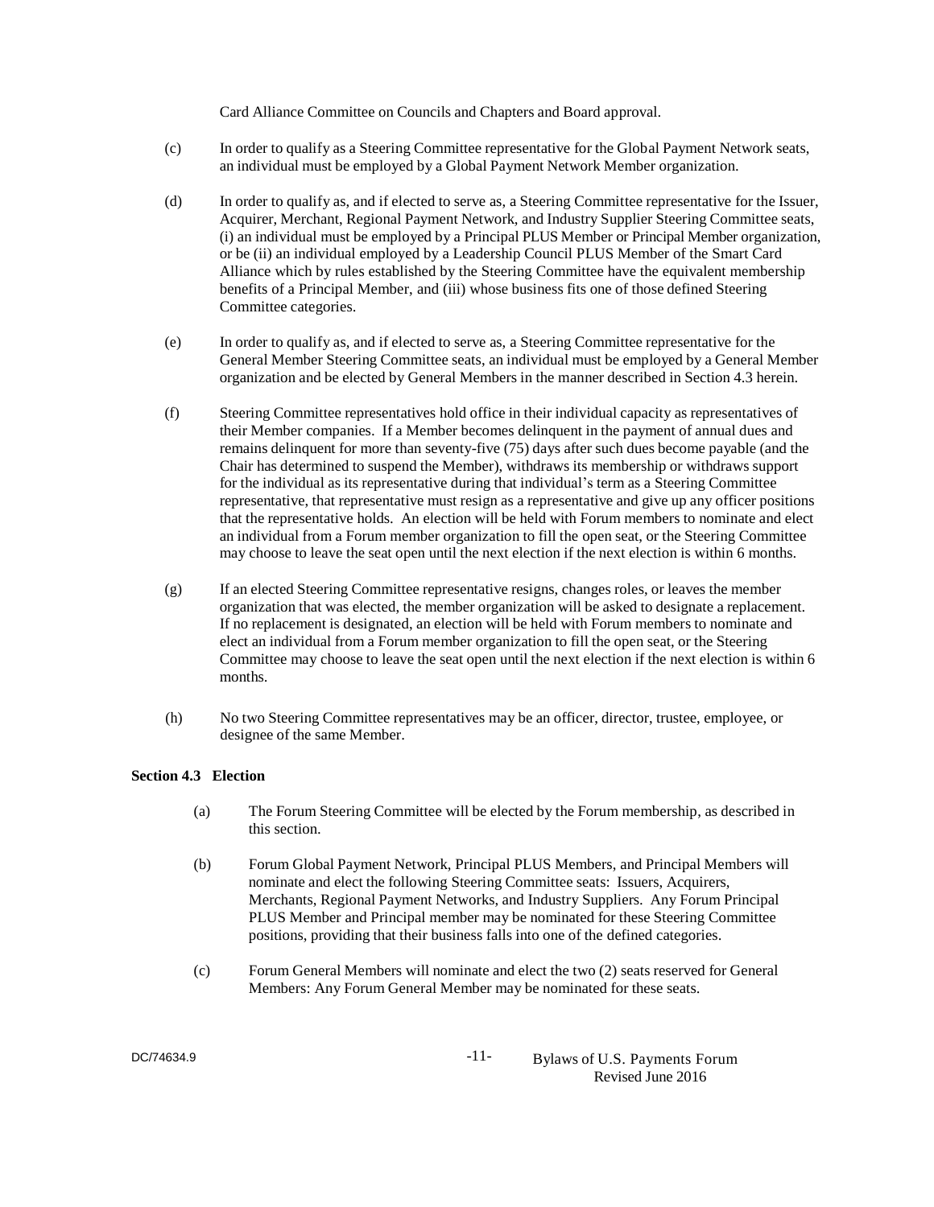Card Alliance Committee on Councils and Chapters and Board approval.

(c) In order to qualify as a Steering Committee representative for the Global Payment Network seats, an individual must be employed by a Global Payment Network Member organization.

(d) In order to qualify as, and if elected to serve as, a Steering Committee representative for the Issuer, Acquirer, Merchant, Regional Payment Network, and Industry Supplier Steering Committee seats, (i) an individual must be employed by a Principal PLUS Member or Principal Member organization, or be (ii) an individual employed by a Leadership Council PLUS Member of the Smart Card Alliance which by rules established by the Steering Committee have the equivalent membership benefits of a Principal Member, and (iii) whose business fits one of those defined Steering Committee categories.

(e) In order to qualify as, and if elected to serve as, a Steering Committee representative for the General Member Steering Committee seats, an individual must be employed by a General Member organization and be elected by General Members in the manner described in Section 4.3 herein.

(f) Steering Committee representatives hold office in their individual capacity as representatives of their Member companies. If a Member becomes delinquent in the payment of annual dues and remains delinquent for more than seventy-five (75) days after such dues become payable (and the Chair has determined to suspend the Member), withdraws its membership or withdraws support for the individual as its representative during that individual's term as a Steering Committee representative, that representative must resign as a representative and give up any officer positions that the representative holds. An election will be held with Forum members to nominate and elect an individual from a Forum member organization to fill the open seat, or the Steering Committee may choose to leave the seat open until the next election if the next election is within 6 months.

(g) If an elected Steering Committee representative resigns, changes roles, or leaves the member organization that was elected, the member organization will be asked to designate a replacement. If no replacement is designated, an election will be held with Forum members to nominate and elect an individual from a Forum member organization to fill the open seat, or the Steering Committee may choose to leave the seat open until the next election if the next election is within 6 months.

(h) No two Steering Committee representatives may be an officer, director, trustee, employee, or designee of the same Member.

**Section 4.3 Election**

(a) The Forum Steering Committee will be elected by the Forum membership, as described in this section.

(b) Forum Global Payment Network, Principal PLUS Members, and Principal Members will nominate and elect the following Steering Committee seats: Issuers, Acquirers, Merchants, Regional Payment Networks, and Industry Suppliers. Any Forum Principal PLUS Member and Principal member may be nominated for these Steering Committee positions, providing that their business falls into one of the defined categories.

(c) Forum General Members will nominate and elect the two (2) seats reserved for General Members: Any Forum General Member may be nominated for these seats.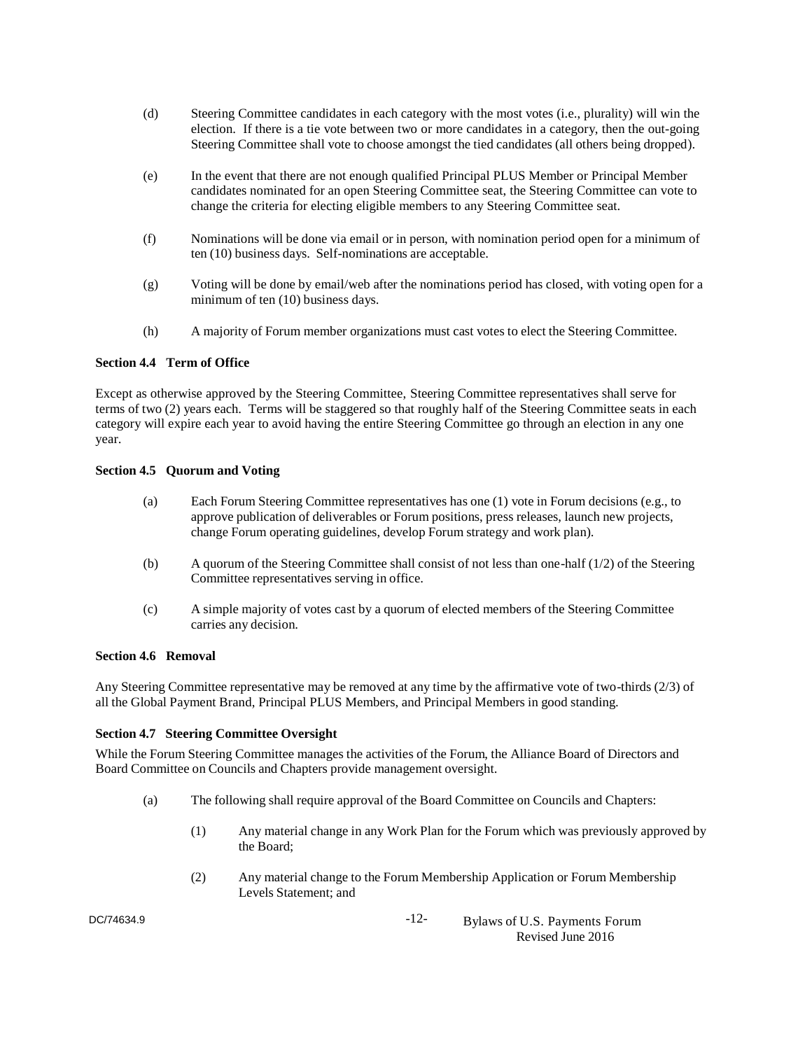(d) Steering Committee candidates in each category with the most votes (i.e., plurality) will win the election. If there is a tie vote between two or more candidates in a category, then the out-going Steering Committee shall vote to choose amongst the tied candidates (all others being dropped).

(e) In the event that there are not enough qualified Principal PLUS Member or Principal Member candidates nominated for an open Steering Committee seat, the Steering Committee can vote to change the criteria for electing eligible members to any Steering Committee seat.

(f) Nominations will be done via email or in person, with nomination period open for a minimum of ten (10) business days. Self-nominations are acceptable.

(g) Voting will be done by email/web after the nominations period has closed, with voting open for a minimum of ten (10) business days.

(h) A majority of Forum member organizations must cast votes to elect the Steering Committee.

**Section 4.4 Term of Office**

Except as otherwise approved by the Steering Committee, Steering Committee representatives shall serve for terms of two (2) years each. Terms will be staggered so that roughly half of the Steering Committee seats in each category will expire each year to avoid having the entire Steering Committee go through an election in any one year.

**Section 4.5 Quorum and Voting**

(a) Each Forum Steering Committee representatives has one (1) vote in Forum decisions (e.g., to approve publication of deliverables or Forum positions, press releases, launch new projects, change Forum operating guidelines, develop Forum strategy and work plan).

(b) A quorum of the Steering Committee shall consist of not less than one-half (1/2) of the Steering Committee representatives serving in office.

(c) A simple majority of votes cast by a quorum of elected members of the Steering Committee carries any decision.

**Section 4.6 Removal**

Any Steering Committee representative may be removed at any time by the affirmative vote of two-thirds (2/3) of all the Global Payment Brand, Principal PLUS Members, and Principal Members in good standing.

**Section 4.7 Steering Committee Oversight**

While the Forum Steering Committee manages the activities of the Forum, the Alliance Board of Directors and Board Committee on Councils and Chapters provide management oversight.

(a) The following shall require approval of the Board Committee on Councils and Chapters:

(1) Any material change in any Work Plan for the Forum which was previously approved by the Board;

(2) Any material change to the Forum Membership Application or Forum Membership Levels Statement; and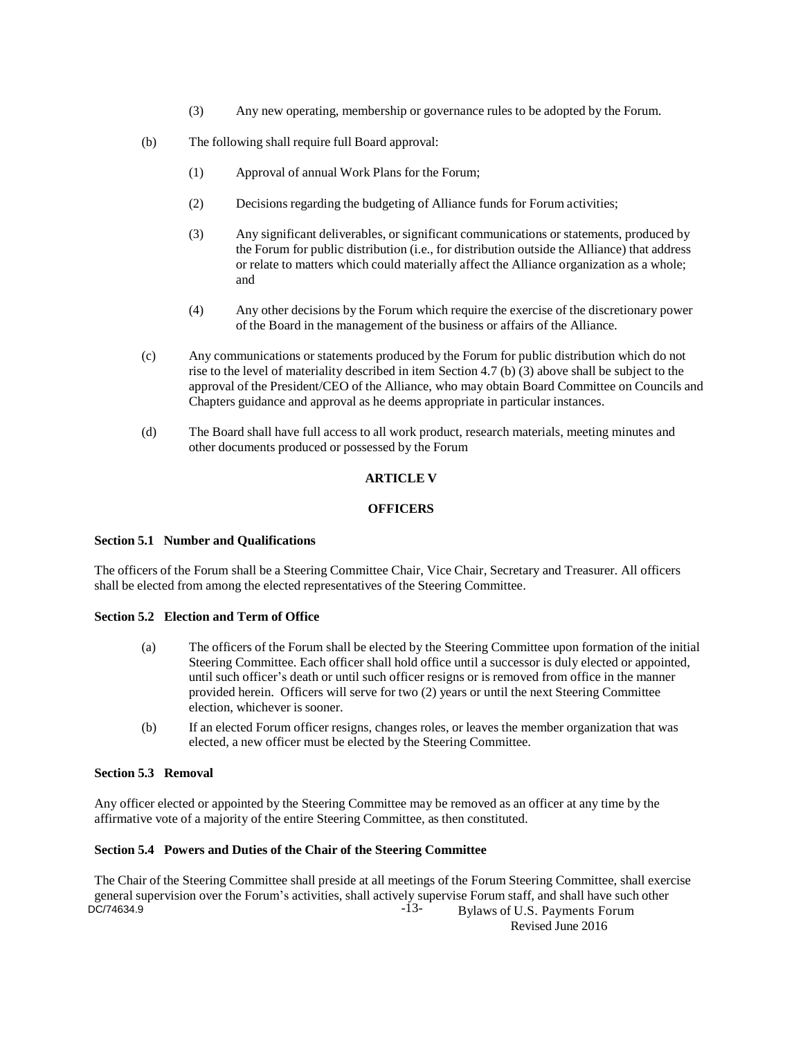(3) Any new operating, membership or governance rules to be adopted by the Forum.

(b) The following shall require full Board approval:

(1) Approval of annual Work Plans for the Forum;

(2) Decisions regarding the budgeting of Alliance funds for Forum activities;

(3) Any significant deliverables, or significant communications or statements, produced by the Forum for public distribution (i.e., for distribution outside the Alliance) that address or relate to matters which could materially affect the Alliance organization as a whole; and

(4) Any other decisions by the Forum which require the exercise of the discretionary power of the Board in the management of the business or affairs of the Alliance.

(c) Any communications or statements produced by the Forum for public distribution which do not rise to the level of materiality described in item Section 4.7 (b) (3) above shall be subject to the approval of the President/CEO of the Alliance, who may obtain Board Committee on Councils and Chapters guidance and approval as he deems appropriate in particular instances.

(d) The Board shall have full access to all work product, research materials, meeting minutes and other documents produced or possessed by the Forum

## ARTICLE V

## OFFICERS

### Section 5.1 Number and Qualifications

The officers of the Forum shall be a Steering Committee Chair, Vice Chair, Secretary and Treasurer. All officers shall be elected from among the elected representatives of the Steering Committee.

### Section 5.2 Election and Term of Office

(a) The officers of the Forum shall be elected by the Steering Committee upon formation of the initial Steering Committee. Each officer shall hold office until a successor is duly elected or appointed, until such officer's death or until such officer resigns or is removed from office in the manner provided herein. Officers will serve for two (2) years or until the next Steering Committee election, whichever is sooner.

(b) If an elected Forum officer resigns, changes roles, or leaves the member organization that was elected, a new officer must be elected by the Steering Committee.

### Section 5.3 Removal

Any officer elected or appointed by the Steering Committee may be removed as an officer at any time by the affirmative vote of a majority of the entire Steering Committee, as then constituted.

### Section 5.4 Powers and Duties of the Chair of the Steering Committee

The Chair of the Steering Committee shall preside at all meetings of the Forum Steering Committee, shall exercise general supervision over the Forum's activities, shall actively supervise Forum staff, and shall have such other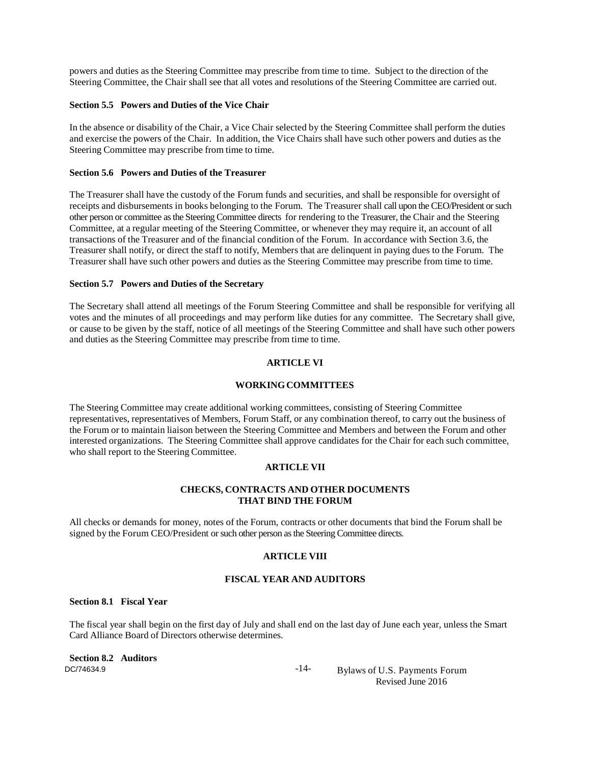powers and duties as the Steering Committee may prescribe from time to time. Subject to the direction of the Steering Committee, the Chair shall see that all votes and resolutions of the Steering Committee are carried out.

### Section 5.5 Powers and Duties of the Vice Chair

In the absence or disability of the Chair, a Vice Chair selected by the Steering Committee shall perform the duties and exercise the powers of the Chair. In addition, the Vice Chairs shall have such other powers and duties as the Steering Committee may prescribe from time to time.

### Section 5.6 Powers and Duties of the Treasurer

The Treasurer shall have the custody of the Forum funds and securities, and shall be responsible for oversight of receipts and disbursements in books belonging to the Forum. The Treasurer shall call upon the CEO/President or such other person or committee as the Steering Committee directs for rendering to the Treasurer, the Chair and the Steering Committee, at a regular meeting of the Steering Committee, or whenever they may require it, an account of all transactions of the Treasurer and of the financial condition of the Forum. In accordance with Section 3.6, the Treasurer shall notify, or direct the staff to notify, Members that are delinquent in paying dues to the Forum. The Treasurer shall have such other powers and duties as the Steering Committee may prescribe from time to time.

### Section 5.7 Powers and Duties of the Secretary

The Secretary shall attend all meetings of the Forum Steering Committee and shall be responsible for verifying all votes and the minutes of all proceedings and may perform like duties for any committee. The Secretary shall give, or cause to be given by the staff, notice of all meetings of the Steering Committee and shall have such other powers and duties as the Steering Committee may prescribe from time to time.

## ARTICLE VI

## WORKING COMMITTEES

The Steering Committee may create additional working committees, consisting of Steering Committee representatives, representatives of Members, Forum Staff, or any combination thereof, to carry out the business of the Forum or to maintain liaison between the Steering Committee and Members and between the Forum and other interested organizations. The Steering Committee shall approve candidates for the Chair for each such committee, who shall report to the Steering Committee.

## ARTICLE VII

## CHECKS, CONTRACTS AND OTHER DOCUMENTS THAT BIND THE FORUM

All checks or demands for money, notes of the Forum, contracts or other documents that bind the Forum shall be signed by the Forum CEO/President or such other person as the Steering Committee directs.

## ARTICLE VIII

## FISCAL YEAR AND AUDITORS

### Section 8.1 Fiscal Year

The fiscal year shall begin on the first day of July and shall end on the last day of June each year, unless the Smart Card Alliance Board of Directors otherwise determines.

### Section 8.2 Auditors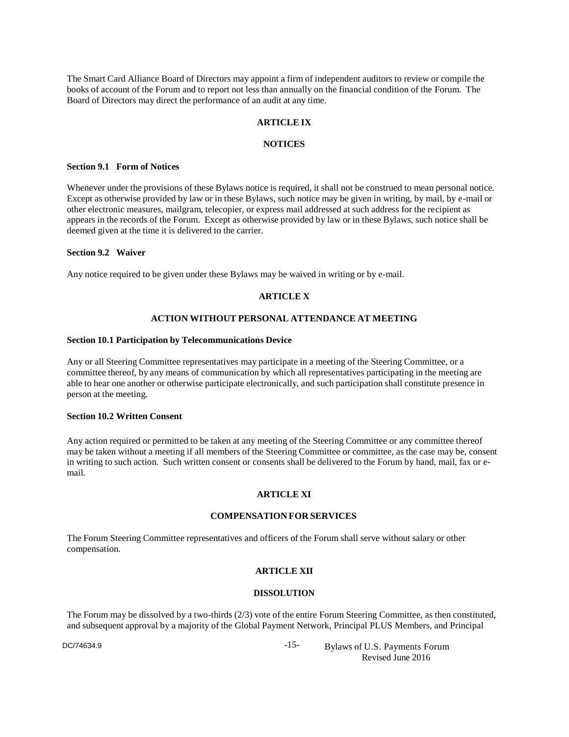The Smart Card Alliance Board of Directors may appoint a firm of independent auditors to review or compile the books of account of the Forum and to report not less than annually on the financial condition of the Forum. The Board of Directors may direct the performance of an audit at any time.

## ARTICLE IX

## NOTICES

### Section 9.1 Form of Notices

Whenever under the provisions of these Bylaws notice is required, it shall not be construed to mean personal notice. Except as otherwise provided by law or in these Bylaws, such notice may be given in writing, by mail, by e-mail or other electronic measures, mailgram, telecopier, or express mail addressed at such address for the recipient as appears in the records of the Forum. Except as otherwise provided by law or in these Bylaws, such notice shall be deemed given at the time it is delivered to the carrier.

### Section 9.2 Waiver

Any notice required to be given under these Bylaws may be waived in writing or by e-mail.

## ARTICLE X

## ACTION WITHOUT PERSONAL ATTENDANCE AT MEETING

### Section 10.1 Participation by Telecommunications Device

Any or all Steering Committee representatives may participate in a meeting of the Steering Committee, or a committee thereof, by any means of communication by which all representatives participating in the meeting are able to hear one another or otherwise participate electronically, and such participation shall constitute presence in person at the meeting.

### Section 10.2 Written Consent

Any action required or permitted to be taken at any meeting of the Steering Committee or any committee thereof may be taken without a meeting if all members of the Steering Committee or committee, as the case may be, consent in writing to such action. Such written consent or consents shall be delivered to the Forum by hand, mail, fax or e-mail.

## ARTICLE XI

## COMPENSATION FOR SERVICES

The Forum Steering Committee representatives and officers of the Forum shall serve without salary or other compensation.

## ARTICLE XII

## DISSOLUTION

The Forum may be dissolved by a two-thirds (2/3) vote of the entire Forum Steering Committee, as then constituted, and subsequent approval by a majority of the Global Payment Network, Principal PLUS Members, and Principal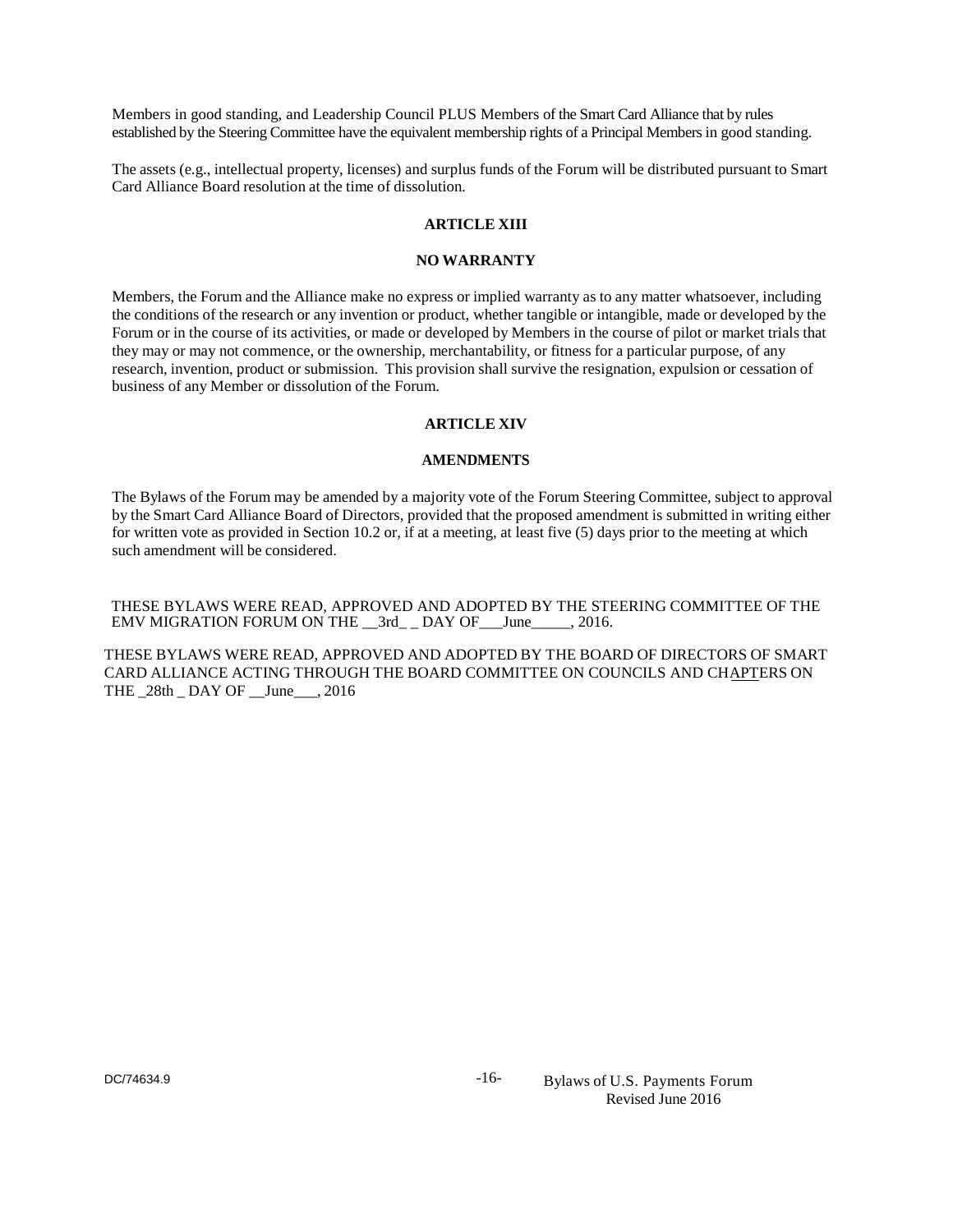Members in good standing, and Leadership Council PLUS Members of the Smart Card Alliance that by rules established by the Steering Committee have the equivalent membership rights of a Principal Members in good standing.

The assets (e.g., intellectual property, licenses) and surplus funds of the Forum will be distributed pursuant to Smart Card Alliance Board resolution at the time of dissolution.

## ARTICLE XIII

## NO WARRANTY

Members, the Forum and the Alliance make no express or implied warranty as to any matter whatsoever, including the conditions of the research or any invention or product, whether tangible or intangible, made or developed by the Forum or in the course of its activities, or made or developed by Members in the course of pilot or market trials that they may or may not commence, or the ownership, merchantability, or fitness for a particular purpose, of any research, invention, product or submission. This provision shall survive the resignation, expulsion or cessation of business of any Member or dissolution of the Forum.

## ARTICLE XIV

## AMENDMENTS

The Bylaws of the Forum may be amended by a majority vote of the Forum Steering Committee, subject to approval by the Smart Card Alliance Board of Directors, provided that the proposed amendment is submitted in writing either for written vote as provided in Section 10.2 or, if at a meeting, at least five (5) days prior to the meeting at which such amendment will be considered.

THESE BYLAWS WERE READ, APPROVED AND ADOPTED BY THE STEERING COMMITTEE OF THE EMV MIGRATION FORUM ON THE __3rd_ _ DAY OF___June_____, 2016.

THESE BYLAWS WERE READ, APPROVED AND ADOPTED BY THE BOARD OF DIRECTORS OF SMART CARD ALLIANCE ACTING THROUGH THE BOARD COMMITTEE ON COUNCILS AND CHAPTERS ON THE _28th _ DAY OF __June___, 2016

DC/74634.9

Bylaws of U.S. Payments Forum
Revised June 2016